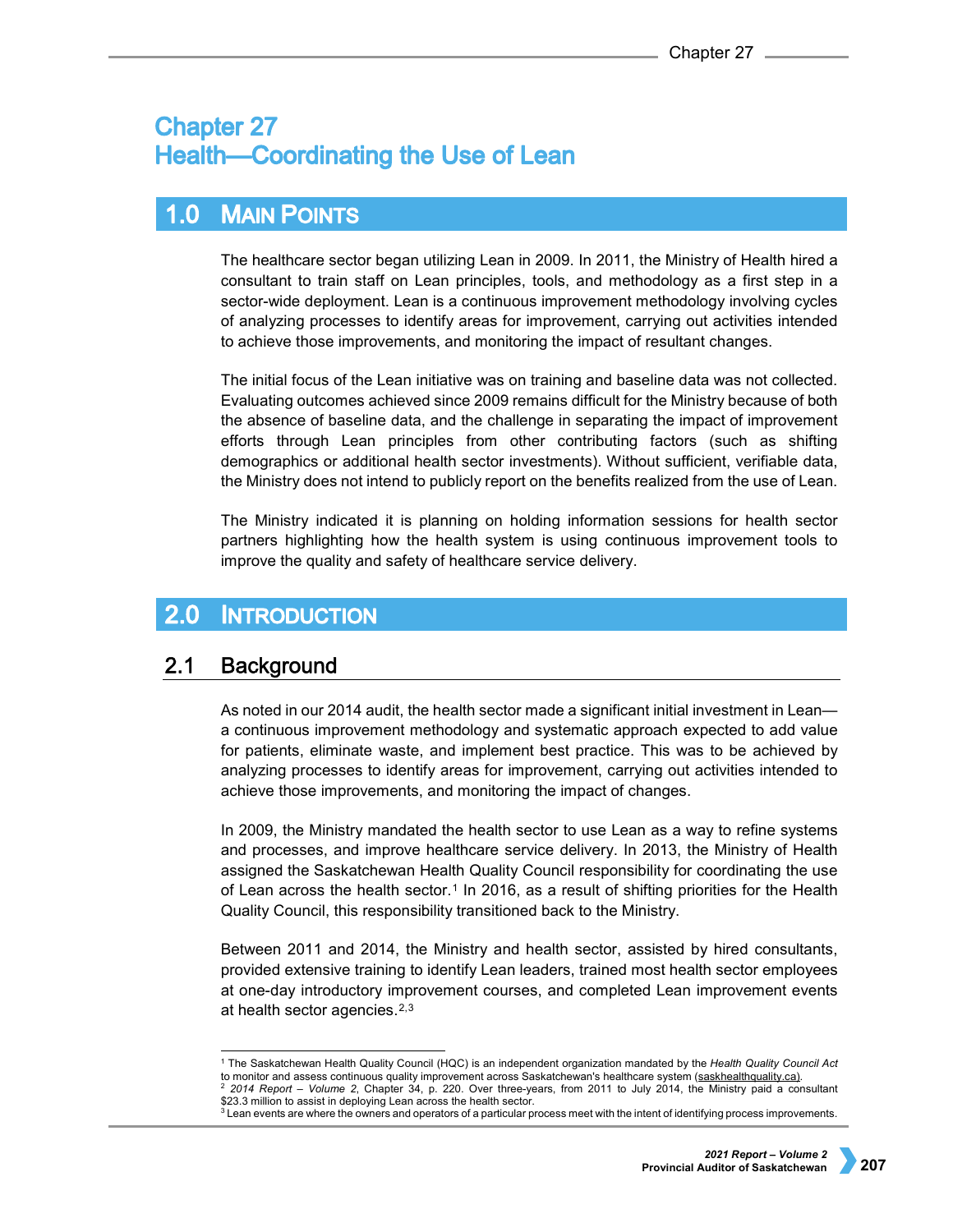# Chapter 27
# Health—Coordinating the Use of Lean

## 1.0 Main Points

The healthcare sector began utilizing Lean in 2009. In 2011, the Ministry of Health hired a consultant to train staff on Lean principles, tools, and methodology as a first step in a sector-wide deployment. Lean is a continuous improvement methodology involving cycles of analyzing processes to identify areas for improvement, carrying out activities intended to achieve those improvements, and monitoring the impact of resultant changes.

The initial focus of the Lean initiative was on training and baseline data was not collected. Evaluating outcomes achieved since 2009 remains difficult for the Ministry because of both the absence of baseline data, and the challenge in separating the impact of improvement efforts through Lean principles from other contributing factors (such as shifting demographics or additional health sector investments). Without sufficient, verifiable data, the Ministry does not intend to publicly report on the benefits realized from the use of Lean.

The Ministry indicated it is planning on holding information sessions for health sector partners highlighting how the health system is using continuous improvement tools to improve the quality and safety of healthcare service delivery.

## 2.0 Introduction

### 2.1 Background

As noted in our 2014 audit, the health sector made a significant initial investment in Lean—a continuous improvement methodology and systematic approach expected to add value for patients, eliminate waste, and implement best practice. This was to be achieved by analyzing processes to identify areas for improvement, carrying out activities intended to achieve those improvements, and monitoring the impact of changes.

In 2009, the Ministry mandated the health sector to use Lean as a way to refine systems and processes, and improve healthcare service delivery. In 2013, the Ministry of Health assigned the Saskatchewan Health Quality Council responsibility for coordinating the use of Lean across the health sector.[1] In 2016, as a result of shifting priorities for the Health Quality Council, this responsibility transitioned back to the Ministry.

Between 2011 and 2014, the Ministry and health sector, assisted by hired consultants, provided extensive training to identify Lean leaders, trained most health sector employees at one-day introductory improvement courses, and completed Lean improvement events at health sector agencies.[2,3]

---

[1] The Saskatchewan Health Quality Council (HQC) is an independent organization mandated by the *Health Quality Council Act* to monitor and assess continuous quality improvement across Saskatchewan's healthcare system (saskhealthquality.ca).

[2] *2014 Report – Volume 2*, Chapter 34, p. 220. Over three-years, from 2011 to July 2014, the Ministry paid a consultant $23.3 million to assist in deploying Lean across the health sector.

[3] Lean events are where the owners and operators of a particular process meet with the intent of identifying process improvements.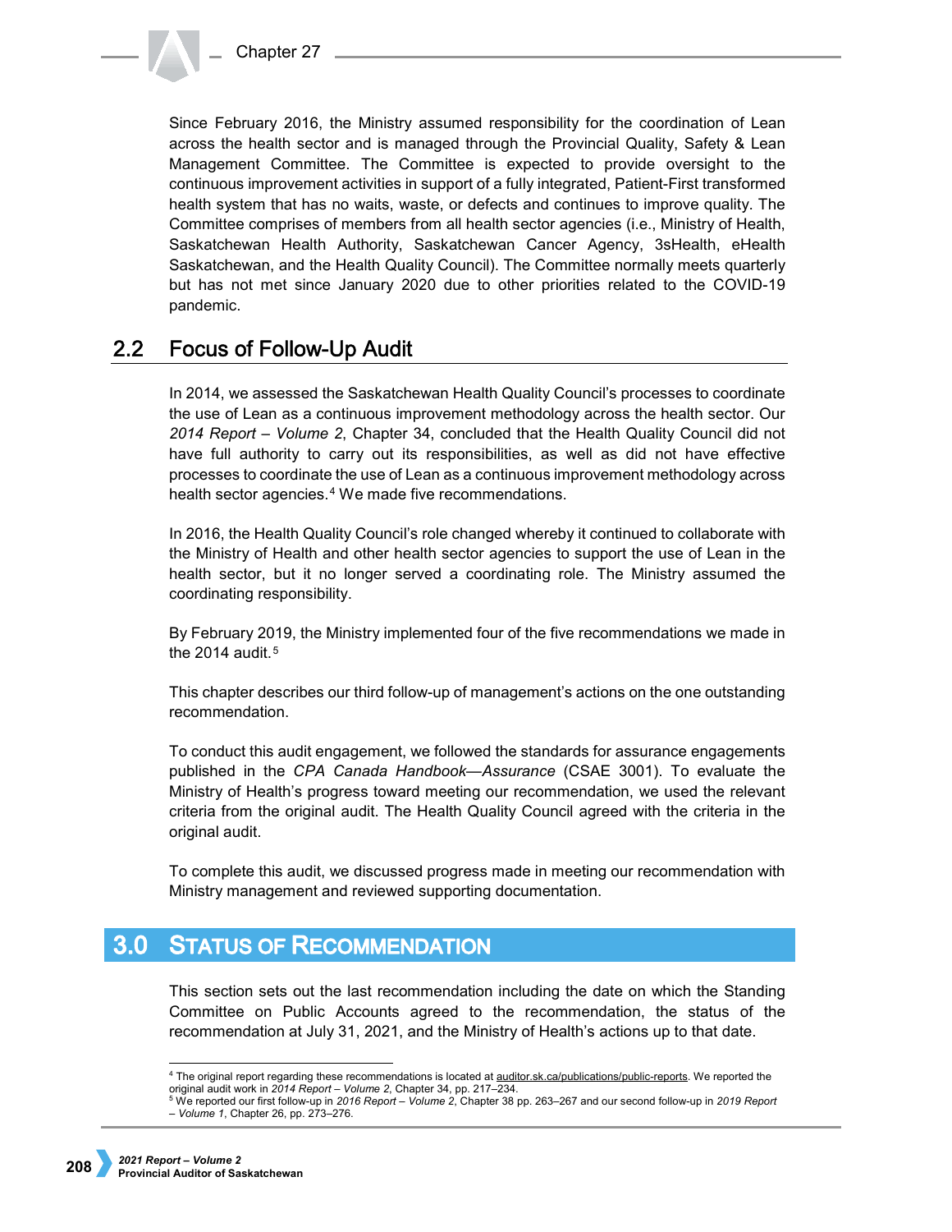Since February 2016, the Ministry assumed responsibility for the coordination of Lean across the health sector and is managed through the Provincial Quality, Safety & Lean Management Committee. The Committee is expected to provide oversight to the continuous improvement activities in support of a fully integrated, Patient-First transformed health system that has no waits, waste, or defects and continues to improve quality. The Committee comprises of members from all health sector agencies (i.e., Ministry of Health, Saskatchewan Health Authority, Saskatchewan Cancer Agency, 3sHealth, eHealth Saskatchewan, and the Health Quality Council). The Committee normally meets quarterly but has not met since January 2020 due to other priorities related to the COVID-19 pandemic.

## 2.2 Focus of Follow-Up Audit

In 2014, we assessed the Saskatchewan Health Quality Council's processes to coordinate the use of Lean as a continuous improvement methodology across the health sector. Our *2014 Report – Volume 2*, Chapter 34, concluded that the Health Quality Council did not have full authority to carry out its responsibilities, as well as did not have effective processes to coordinate the use of Lean as a continuous improvement methodology across health sector agencies.[4] We made five recommendations.

In 2016, the Health Quality Council's role changed whereby it continued to collaborate with the Ministry of Health and other health sector agencies to support the use of Lean in the health sector, but it no longer served a coordinating role. The Ministry assumed the coordinating responsibility.

By February 2019, the Ministry implemented four of the five recommendations we made in the 2014 audit.[5]

This chapter describes our third follow-up of management's actions on the one outstanding recommendation.

To conduct this audit engagement, we followed the standards for assurance engagements published in the *CPA Canada Handbook—Assurance* (CSAE 3001). To evaluate the Ministry of Health's progress toward meeting our recommendation, we used the relevant criteria from the original audit. The Health Quality Council agreed with the criteria in the original audit.

To complete this audit, we discussed progress made in meeting our recommendation with Ministry management and reviewed supporting documentation.

# 3.0 Status of Recommendation

This section sets out the last recommendation including the date on which the Standing Committee on Public Accounts agreed to the recommendation, the status of the recommendation at July 31, 2021, and the Ministry of Health's actions up to that date.

---

[4] The original report regarding these recommendations is located at auditor.sk.ca/publications/public-reports. We reported the original audit work in *2014 Report – Volume 2*, Chapter 34, pp. 217–234.

[5] We reported our first follow-up in *2016 Report – Volume 2*, Chapter 38 pp. 263–267 and our second follow-up in *2019 Report – Volume 1*, Chapter 26, pp. 273–276.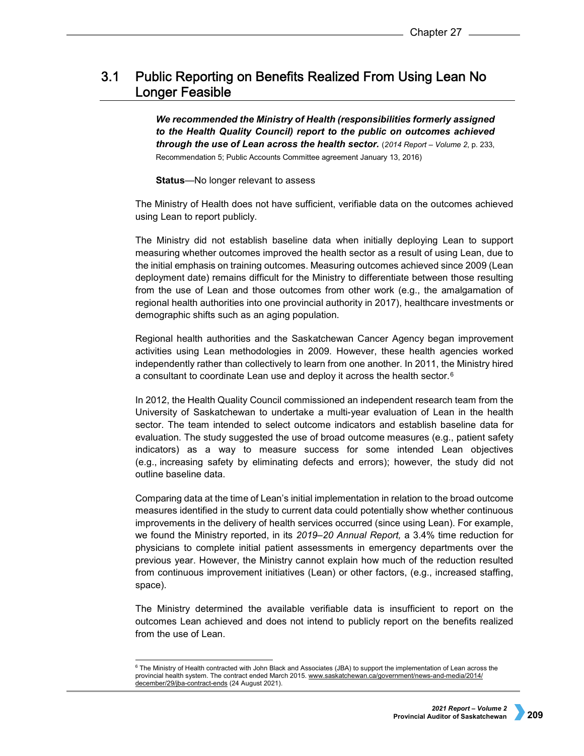## 3.1 Public Reporting on Benefits Realized From Using Lean No Longer Feasible

***We recommended the Ministry of Health (responsibilities formerly assigned to the Health Quality Council) report to the public on outcomes achieved through the use of Lean across the health sector.*** (*2014 Report – Volume 2*, p. 233, Recommendation 5; Public Accounts Committee agreement January 13, 2016)

**Status**—No longer relevant to assess

The Ministry of Health does not have sufficient, verifiable data on the outcomes achieved using Lean to report publicly.

The Ministry did not establish baseline data when initially deploying Lean to support measuring whether outcomes improved the health sector as a result of using Lean, due to the initial emphasis on training outcomes. Measuring outcomes achieved since 2009 (Lean deployment date) remains difficult for the Ministry to differentiate between those resulting from the use of Lean and those outcomes from other work (e.g., the amalgamation of regional health authorities into one provincial authority in 2017), healthcare investments or demographic shifts such as an aging population.

Regional health authorities and the Saskatchewan Cancer Agency began improvement activities using Lean methodologies in 2009. However, these health agencies worked independently rather than collectively to learn from one another. In 2011, the Ministry hired a consultant to coordinate Lean use and deploy it across the health sector.[6]

In 2012, the Health Quality Council commissioned an independent research team from the University of Saskatchewan to undertake a multi-year evaluation of Lean in the health sector. The team intended to select outcome indicators and establish baseline data for evaluation. The study suggested the use of broad outcome measures (e.g., patient safety indicators) as a way to measure success for some intended Lean objectives (e.g., increasing safety by eliminating defects and errors); however, the study did not outline baseline data.

Comparing data at the time of Lean's initial implementation in relation to the broad outcome measures identified in the study to current data could potentially show whether continuous improvements in the delivery of health services occurred (since using Lean). For example, we found the Ministry reported, in its *2019–20 Annual Report,* a 3.4% time reduction for physicians to complete initial patient assessments in emergency departments over the previous year. However, the Ministry cannot explain how much of the reduction resulted from continuous improvement initiatives (Lean) or other factors, (e.g., increased staffing, space).

The Ministry determined the available verifiable data is insufficient to report on the outcomes Lean achieved and does not intend to publicly report on the benefits realized from the use of Lean.

---

[6] The Ministry of Health contracted with John Black and Associates (JBA) to support the implementation of Lean across the provincial health system. The contract ended March 2015. www.saskatchewan.ca/government/news-and-media/2014/december/29/jba-contract-ends (24 August 2021).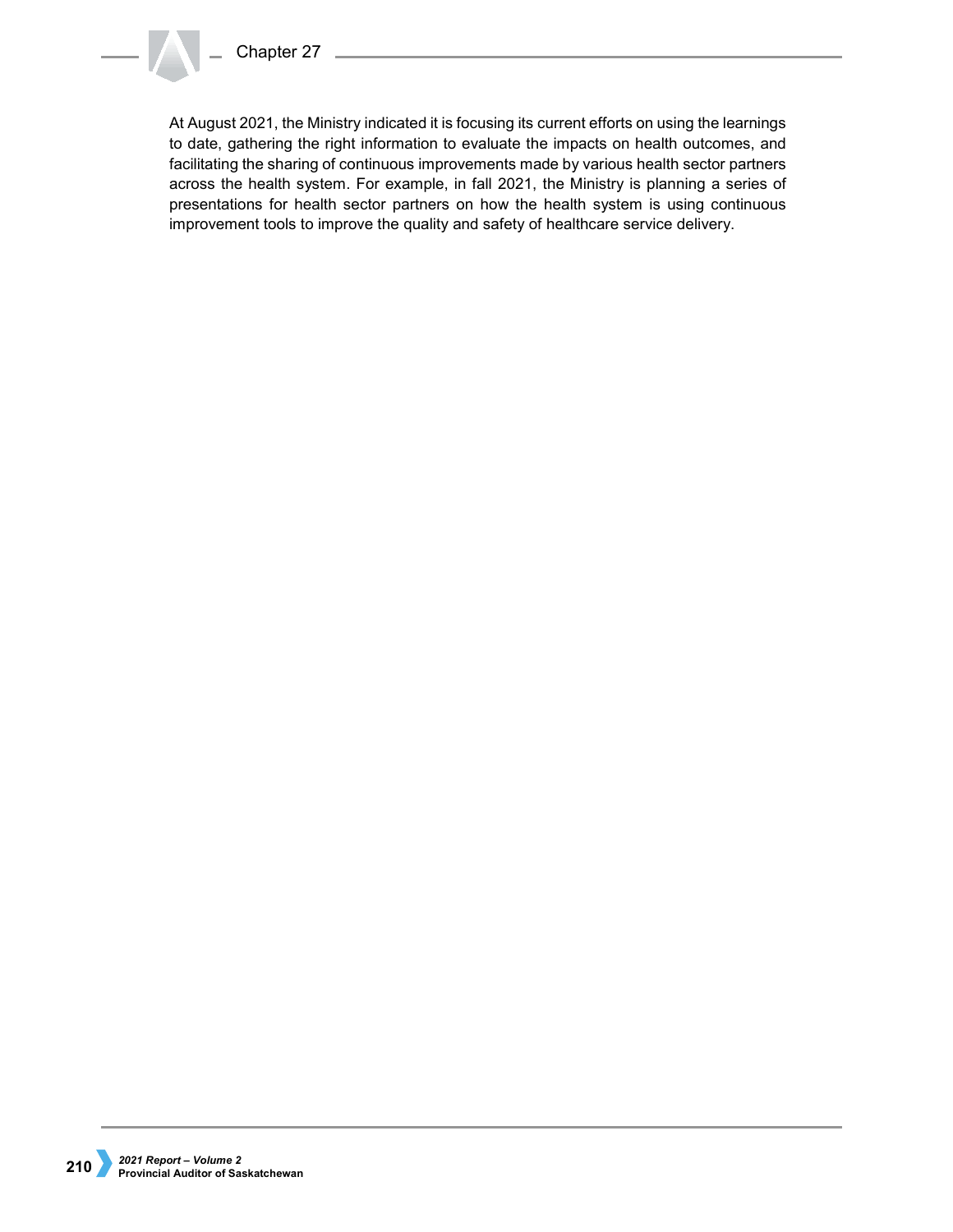At August 2021, the Ministry indicated it is focusing its current efforts on using the learnings to date, gathering the right information to evaluate the impacts on health outcomes, and facilitating the sharing of continuous improvements made by various health sector partners across the health system. For example, in fall 2021, the Ministry is planning a series of presentations for health sector partners on how the health system is using continuous improvement tools to improve the quality and safety of healthcare service delivery.